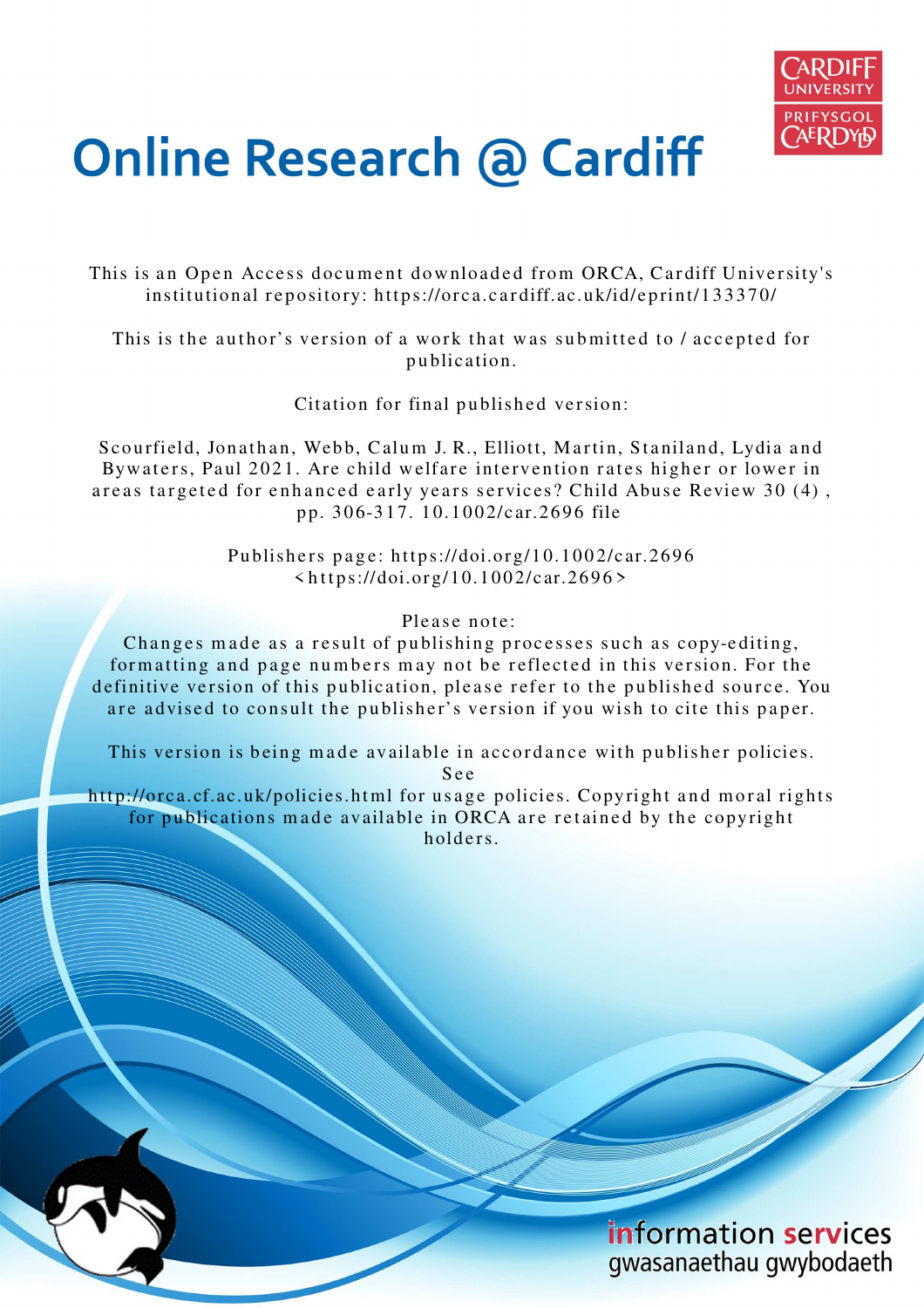# Online Research @ Cardiff

This is an Open Access document downloaded from ORCA, Cardiff University's institutional repository: https://orca.cardiff.ac.uk/id/eprint/133370/

This is the author's version of a work that was submitted to / accepted for publication.

Citation for final published version:

Scourfield, Jonathan, Webb, Calum J. R., Elliott, Martin, Staniland, Lydia and Bywaters, Paul 2021. Are child welfare intervention rates higher or lower in areas targeted for enhanced early years services? Child Abuse Review 30 (4) , pp. 306-317. 10.1002/car.2696 file

Publishers page: https://doi.org/10.1002/car.2696 <https://doi.org/10.1002/car.2696>

Please note:
Changes made as a result of publishing processes such as copy-editing, formatting and page numbers may not be reflected in this version. For the definitive version of this publication, please refer to the published source. You are advised to consult the publisher's version if you wish to cite this paper.

This version is being made available in accordance with publisher policies. See http://orca.cf.ac.uk/policies.html for usage policies. Copyright and moral rights for publications made available in ORCA are retained by the copyright holders.

information services
gwasanaethau gwybodaeth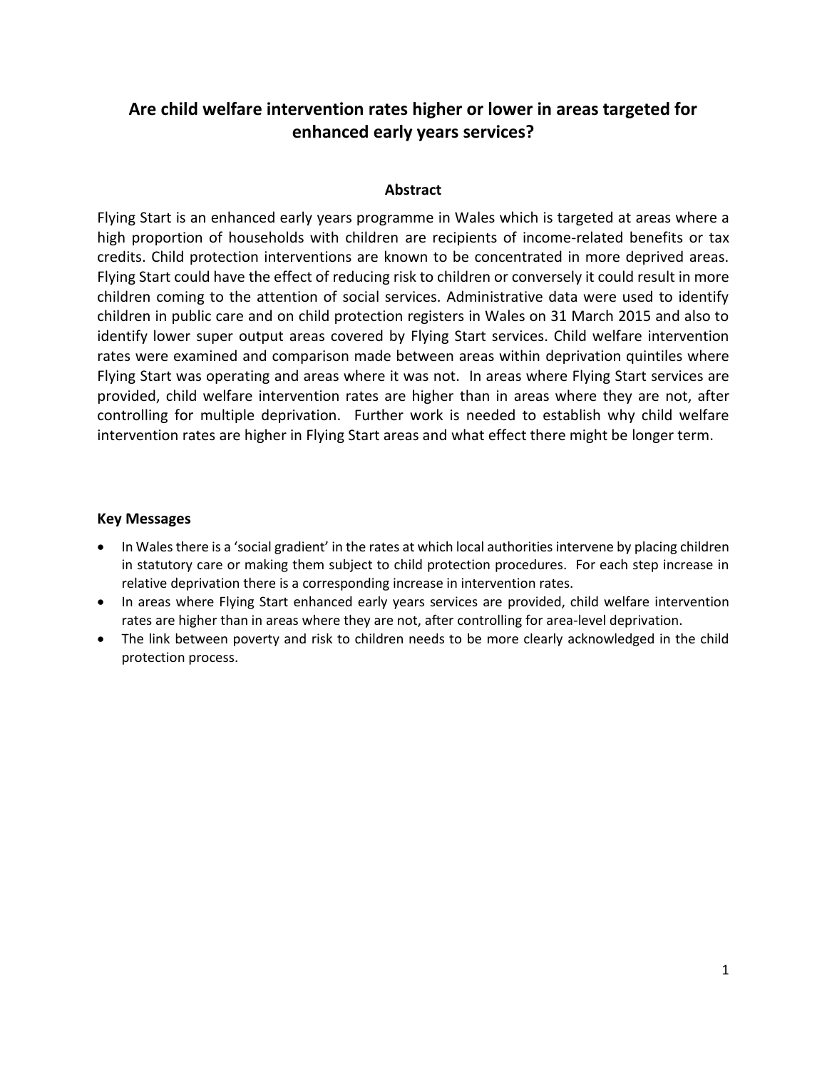# Are child welfare intervention rates higher or lower in areas targeted for enhanced early years services?

## Abstract

Flying Start is an enhanced early years programme in Wales which is targeted at areas where a high proportion of households with children are recipients of income-related benefits or tax credits. Child protection interventions are known to be concentrated in more deprived areas. Flying Start could have the effect of reducing risk to children or conversely it could result in more children coming to the attention of social services. Administrative data were used to identify children in public care and on child protection registers in Wales on 31 March 2015 and also to identify lower super output areas covered by Flying Start services. Child welfare intervention rates were examined and comparison made between areas within deprivation quintiles where Flying Start was operating and areas where it was not. In areas where Flying Start services are provided, child welfare intervention rates are higher than in areas where they are not, after controlling for multiple deprivation. Further work is needed to establish why child welfare intervention rates are higher in Flying Start areas and what effect there might be longer term.

### Key Messages

- In Wales there is a 'social gradient' in the rates at which local authorities intervene by placing children in statutory care or making them subject to child protection procedures. For each step increase in relative deprivation there is a corresponding increase in intervention rates.
- In areas where Flying Start enhanced early years services are provided, child welfare intervention rates are higher than in areas where they are not, after controlling for area-level deprivation.
- The link between poverty and risk to children needs to be more clearly acknowledged in the child protection process.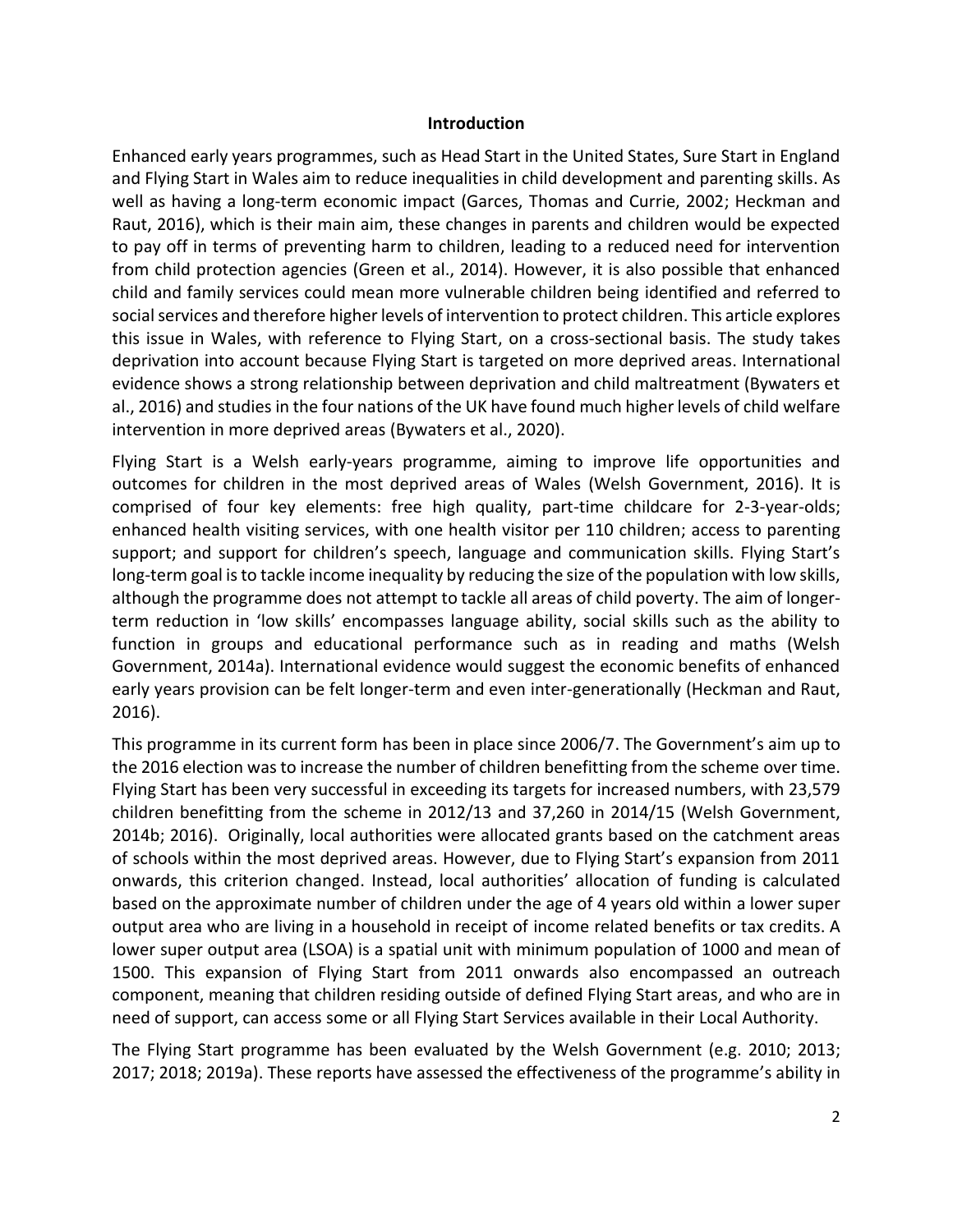## Introduction

Enhanced early years programmes, such as Head Start in the United States, Sure Start in England and Flying Start in Wales aim to reduce inequalities in child development and parenting skills. As well as having a long-term economic impact (Garces, Thomas and Currie, 2002; Heckman and Raut, 2016), which is their main aim, these changes in parents and children would be expected to pay off in terms of preventing harm to children, leading to a reduced need for intervention from child protection agencies (Green et al., 2014). However, it is also possible that enhanced child and family services could mean more vulnerable children being identified and referred to social services and therefore higher levels of intervention to protect children. This article explores this issue in Wales, with reference to Flying Start, on a cross-sectional basis. The study takes deprivation into account because Flying Start is targeted on more deprived areas. International evidence shows a strong relationship between deprivation and child maltreatment (Bywaters et al., 2016) and studies in the four nations of the UK have found much higher levels of child welfare intervention in more deprived areas (Bywaters et al., 2020).

Flying Start is a Welsh early-years programme, aiming to improve life opportunities and outcomes for children in the most deprived areas of Wales (Welsh Government, 2016). It is comprised of four key elements: free high quality, part-time childcare for 2-3-year-olds; enhanced health visiting services, with one health visitor per 110 children; access to parenting support; and support for children's speech, language and communication skills. Flying Start's long-term goal is to tackle income inequality by reducing the size of the population with low skills, although the programme does not attempt to tackle all areas of child poverty. The aim of longer-term reduction in 'low skills' encompasses language ability, social skills such as the ability to function in groups and educational performance such as in reading and maths (Welsh Government, 2014a). International evidence would suggest the economic benefits of enhanced early years provision can be felt longer-term and even inter-generationally (Heckman and Raut, 2016).

This programme in its current form has been in place since 2006/7. The Government's aim up to the 2016 election was to increase the number of children benefitting from the scheme over time. Flying Start has been very successful in exceeding its targets for increased numbers, with 23,579 children benefitting from the scheme in 2012/13 and 37,260 in 2014/15 (Welsh Government, 2014b; 2016). Originally, local authorities were allocated grants based on the catchment areas of schools within the most deprived areas. However, due to Flying Start's expansion from 2011 onwards, this criterion changed. Instead, local authorities' allocation of funding is calculated based on the approximate number of children under the age of 4 years old within a lower super output area who are living in a household in receipt of income related benefits or tax credits. A lower super output area (LSOA) is a spatial unit with minimum population of 1000 and mean of 1500. This expansion of Flying Start from 2011 onwards also encompassed an outreach component, meaning that children residing outside of defined Flying Start areas, and who are in need of support, can access some or all Flying Start Services available in their Local Authority.

The Flying Start programme has been evaluated by the Welsh Government (e.g. 2010; 2013; 2017; 2018; 2019a). These reports have assessed the effectiveness of the programme's ability in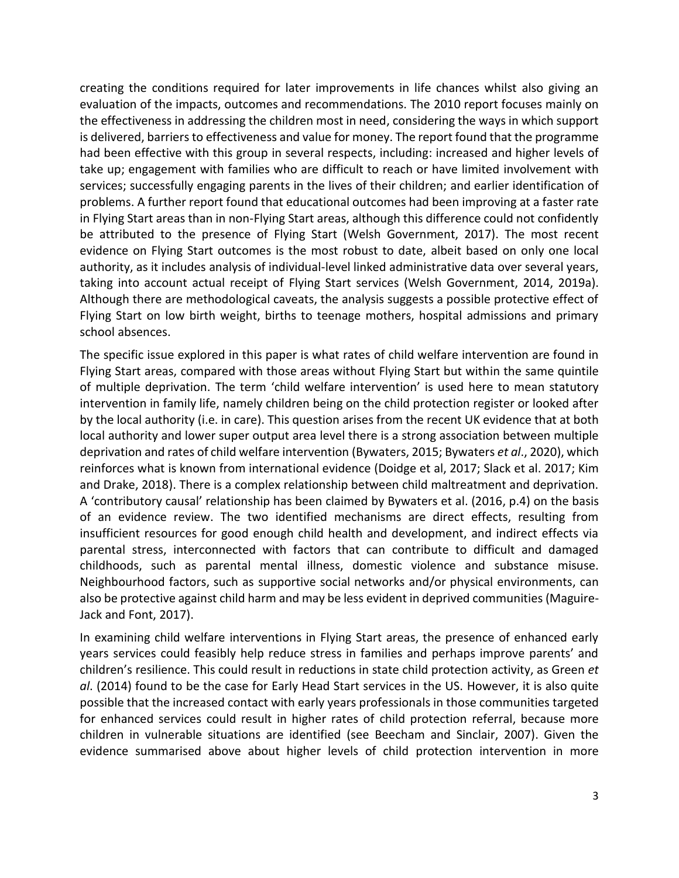creating the conditions required for later improvements in life chances whilst also giving an evaluation of the impacts, outcomes and recommendations. The 2010 report focuses mainly on the effectiveness in addressing the children most in need, considering the ways in which support is delivered, barriers to effectiveness and value for money. The report found that the programme had been effective with this group in several respects, including: increased and higher levels of take up; engagement with families who are difficult to reach or have limited involvement with services; successfully engaging parents in the lives of their children; and earlier identification of problems. A further report found that educational outcomes had been improving at a faster rate in Flying Start areas than in non-Flying Start areas, although this difference could not confidently be attributed to the presence of Flying Start (Welsh Government, 2017). The most recent evidence on Flying Start outcomes is the most robust to date, albeit based on only one local authority, as it includes analysis of individual-level linked administrative data over several years, taking into account actual receipt of Flying Start services (Welsh Government, 2014, 2019a). Although there are methodological caveats, the analysis suggests a possible protective effect of Flying Start on low birth weight, births to teenage mothers, hospital admissions and primary school absences.

The specific issue explored in this paper is what rates of child welfare intervention are found in Flying Start areas, compared with those areas without Flying Start but within the same quintile of multiple deprivation. The term 'child welfare intervention' is used here to mean statutory intervention in family life, namely children being on the child protection register or looked after by the local authority (i.e. in care). This question arises from the recent UK evidence that at both local authority and lower super output area level there is a strong association between multiple deprivation and rates of child welfare intervention (Bywaters, 2015; Bywaters *et al*., 2020), which reinforces what is known from international evidence (Doidge et al, 2017; Slack et al. 2017; Kim and Drake, 2018). There is a complex relationship between child maltreatment and deprivation. A 'contributory causal' relationship has been claimed by Bywaters et al. (2016, p.4) on the basis of an evidence review. The two identified mechanisms are direct effects, resulting from insufficient resources for good enough child health and development, and indirect effects via parental stress, interconnected with factors that can contribute to difficult and damaged childhoods, such as parental mental illness, domestic violence and substance misuse. Neighbourhood factors, such as supportive social networks and/or physical environments, can also be protective against child harm and may be less evident in deprived communities (Maguire-Jack and Font, 2017).

In examining child welfare interventions in Flying Start areas, the presence of enhanced early years services could feasibly help reduce stress in families and perhaps improve parents' and children's resilience. This could result in reductions in state child protection activity, as Green *et al*. (2014) found to be the case for Early Head Start services in the US. However, it is also quite possible that the increased contact with early years professionals in those communities targeted for enhanced services could result in higher rates of child protection referral, because more children in vulnerable situations are identified (see Beecham and Sinclair, 2007). Given the evidence summarised above about higher levels of child protection intervention in more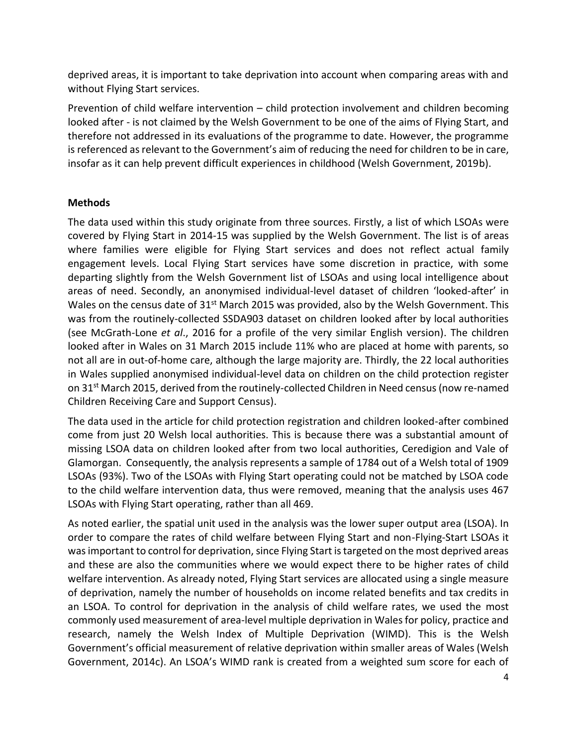deprived areas, it is important to take deprivation into account when comparing areas with and without Flying Start services.

Prevention of child welfare intervention – child protection involvement and children becoming looked after - is not claimed by the Welsh Government to be one of the aims of Flying Start, and therefore not addressed in its evaluations of the programme to date. However, the programme is referenced as relevant to the Government's aim of reducing the need for children to be in care, insofar as it can help prevent difficult experiences in childhood (Welsh Government, 2019b).

## Methods

The data used within this study originate from three sources. Firstly, a list of which LSOAs were covered by Flying Start in 2014-15 was supplied by the Welsh Government. The list is of areas where families were eligible for Flying Start services and does not reflect actual family engagement levels. Local Flying Start services have some discretion in practice, with some departing slightly from the Welsh Government list of LSOAs and using local intelligence about areas of need. Secondly, an anonymised individual-level dataset of children 'looked-after' in Wales on the census date of 31st March 2015 was provided, also by the Welsh Government. This was from the routinely-collected SSDA903 dataset on children looked after by local authorities (see McGrath-Lone *et al*., 2016 for a profile of the very similar English version). The children looked after in Wales on 31 March 2015 include 11% who are placed at home with parents, so not all are in out-of-home care, although the large majority are. Thirdly, the 22 local authorities in Wales supplied anonymised individual-level data on children on the child protection register on 31st March 2015, derived from the routinely-collected Children in Need census (now re-named Children Receiving Care and Support Census).

The data used in the article for child protection registration and children looked-after combined come from just 20 Welsh local authorities. This is because there was a substantial amount of missing LSOA data on children looked after from two local authorities, Ceredigion and Vale of Glamorgan. Consequently, the analysis represents a sample of 1784 out of a Welsh total of 1909 LSOAs (93%). Two of the LSOAs with Flying Start operating could not be matched by LSOA code to the child welfare intervention data, thus were removed, meaning that the analysis uses 467 LSOAs with Flying Start operating, rather than all 469.

As noted earlier, the spatial unit used in the analysis was the lower super output area (LSOA). In order to compare the rates of child welfare between Flying Start and non-Flying-Start LSOAs it was important to control for deprivation, since Flying Start is targeted on the most deprived areas and these are also the communities where we would expect there to be higher rates of child welfare intervention. As already noted, Flying Start services are allocated using a single measure of deprivation, namely the number of households on income related benefits and tax credits in an LSOA. To control for deprivation in the analysis of child welfare rates, we used the most commonly used measurement of area-level multiple deprivation in Wales for policy, practice and research, namely the Welsh Index of Multiple Deprivation (WIMD). This is the Welsh Government's official measurement of relative deprivation within smaller areas of Wales (Welsh Government, 2014c). An LSOA's WIMD rank is created from a weighted sum score for each of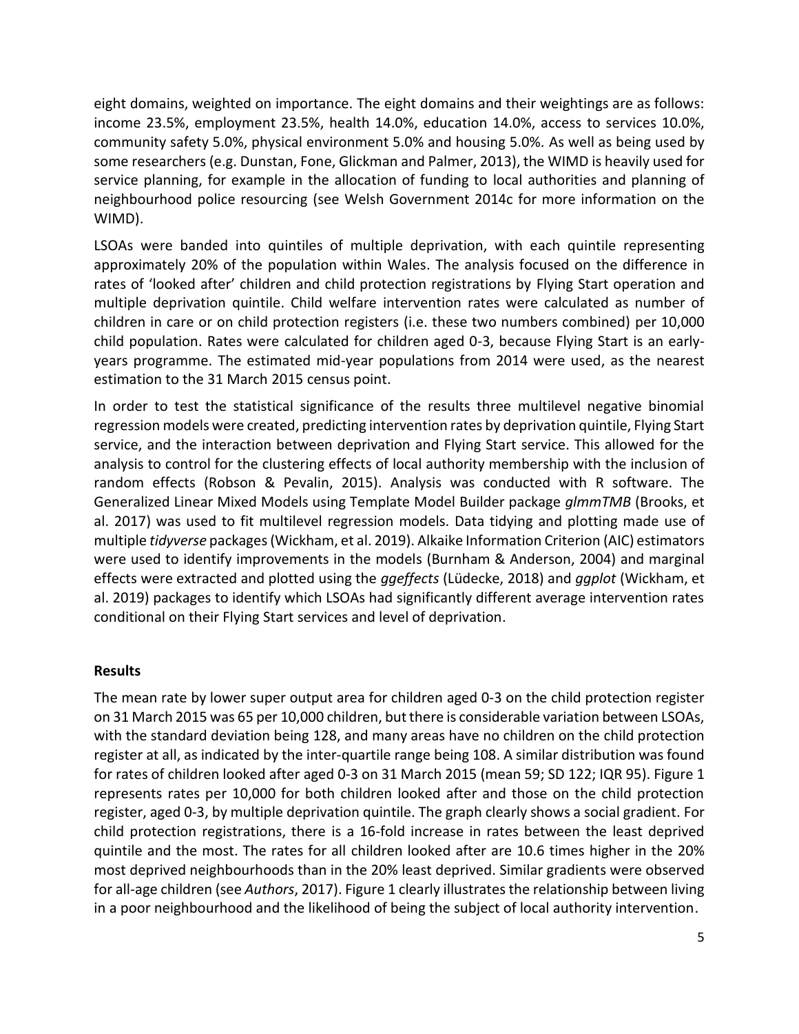eight domains, weighted on importance. The eight domains and their weightings are as follows: income 23.5%, employment 23.5%, health 14.0%, education 14.0%, access to services 10.0%, community safety 5.0%, physical environment 5.0% and housing 5.0%. As well as being used by some researchers (e.g. Dunstan, Fone, Glickman and Palmer, 2013), the WIMD is heavily used for service planning, for example in the allocation of funding to local authorities and planning of neighbourhood police resourcing (see Welsh Government 2014c for more information on the WIMD).

LSOAs were banded into quintiles of multiple deprivation, with each quintile representing approximately 20% of the population within Wales. The analysis focused on the difference in rates of 'looked after' children and child protection registrations by Flying Start operation and multiple deprivation quintile. Child welfare intervention rates were calculated as number of children in care or on child protection registers (i.e. these two numbers combined) per 10,000 child population. Rates were calculated for children aged 0-3, because Flying Start is an early-years programme. The estimated mid-year populations from 2014 were used, as the nearest estimation to the 31 March 2015 census point.

In order to test the statistical significance of the results three multilevel negative binomial regression models were created, predicting intervention rates by deprivation quintile, Flying Start service, and the interaction between deprivation and Flying Start service. This allowed for the analysis to control for the clustering effects of local authority membership with the inclusion of random effects (Robson & Pevalin, 2015). Analysis was conducted with R software. The Generalized Linear Mixed Models using Template Model Builder package *glmmTMB* (Brooks, et al. 2017) was used to fit multilevel regression models. Data tidying and plotting made use of multiple *tidyverse* packages (Wickham, et al. 2019). Alkaike Information Criterion (AIC) estimators were used to identify improvements in the models (Burnham & Anderson, 2004) and marginal effects were extracted and plotted using the *ggeffects* (Lüdecke, 2018) and *ggplot* (Wickham, et al. 2019) packages to identify which LSOAs had significantly different average intervention rates conditional on their Flying Start services and level of deprivation.

## Results

The mean rate by lower super output area for children aged 0-3 on the child protection register on 31 March 2015 was 65 per 10,000 children, but there is considerable variation between LSOAs, with the standard deviation being 128, and many areas have no children on the child protection register at all, as indicated by the inter-quartile range being 108. A similar distribution was found for rates of children looked after aged 0-3 on 31 March 2015 (mean 59; SD 122; IQR 95). Figure 1 represents rates per 10,000 for both children looked after and those on the child protection register, aged 0-3, by multiple deprivation quintile. The graph clearly shows a social gradient. For child protection registrations, there is a 16-fold increase in rates between the least deprived quintile and the most. The rates for all children looked after are 10.6 times higher in the 20% most deprived neighbourhoods than in the 20% least deprived. Similar gradients were observed for all-age children (see *Authors*, 2017). Figure 1 clearly illustrates the relationship between living in a poor neighbourhood and the likelihood of being the subject of local authority intervention.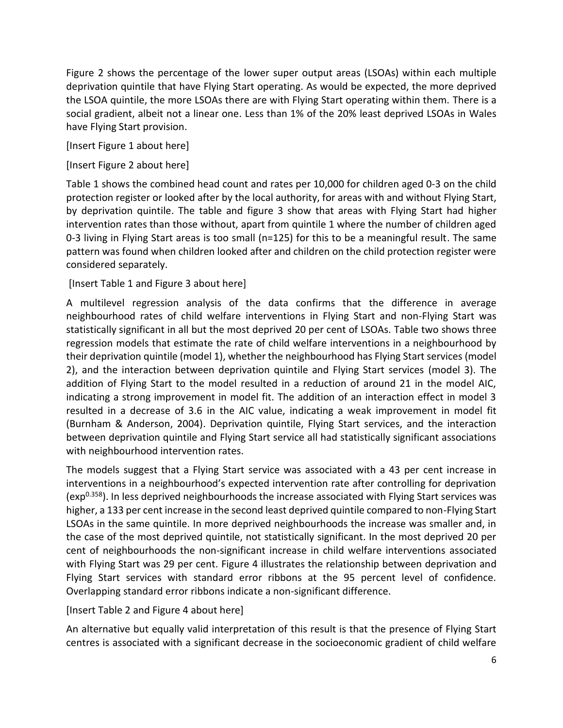Figure 2 shows the percentage of the lower super output areas (LSOAs) within each multiple deprivation quintile that have Flying Start operating. As would be expected, the more deprived the LSOA quintile, the more LSOAs there are with Flying Start operating within them. There is a social gradient, albeit not a linear one. Less than 1% of the 20% least deprived LSOAs in Wales have Flying Start provision.

[Insert Figure 1 about here]

[Insert Figure 2 about here]

Table 1 shows the combined head count and rates per 10,000 for children aged 0-3 on the child protection register or looked after by the local authority, for areas with and without Flying Start, by deprivation quintile. The table and figure 3 show that areas with Flying Start had higher intervention rates than those without, apart from quintile 1 where the number of children aged 0-3 living in Flying Start areas is too small (n=125) for this to be a meaningful result. The same pattern was found when children looked after and children on the child protection register were considered separately.

[Insert Table 1 and Figure 3 about here]

A multilevel regression analysis of the data confirms that the difference in average neighbourhood rates of child welfare interventions in Flying Start and non-Flying Start was statistically significant in all but the most deprived 20 per cent of LSOAs. Table two shows three regression models that estimate the rate of child welfare interventions in a neighbourhood by their deprivation quintile (model 1), whether the neighbourhood has Flying Start services (model 2), and the interaction between deprivation quintile and Flying Start services (model 3). The addition of Flying Start to the model resulted in a reduction of around 21 in the model AIC, indicating a strong improvement in model fit. The addition of an interaction effect in model 3 resulted in a decrease of 3.6 in the AIC value, indicating a weak improvement in model fit (Burnham & Anderson, 2004). Deprivation quintile, Flying Start services, and the interaction between deprivation quintile and Flying Start service all had statistically significant associations with neighbourhood intervention rates.

The models suggest that a Flying Start service was associated with a 43 per cent increase in interventions in a neighbourhood's expected intervention rate after controlling for deprivation ($\exp^{0.358}$). In less deprived neighbourhoods the increase associated with Flying Start services was higher, a 133 per cent increase in the second least deprived quintile compared to non-Flying Start LSOAs in the same quintile. In more deprived neighbourhoods the increase was smaller and, in the case of the most deprived quintile, not statistically significant. In the most deprived 20 per cent of neighbourhoods the non-significant increase in child welfare interventions associated with Flying Start was 29 per cent. Figure 4 illustrates the relationship between deprivation and Flying Start services with standard error ribbons at the 95 percent level of confidence. Overlapping standard error ribbons indicate a non-significant difference.

[Insert Table 2 and Figure 4 about here]

An alternative but equally valid interpretation of this result is that the presence of Flying Start centres is associated with a significant decrease in the socioeconomic gradient of child welfare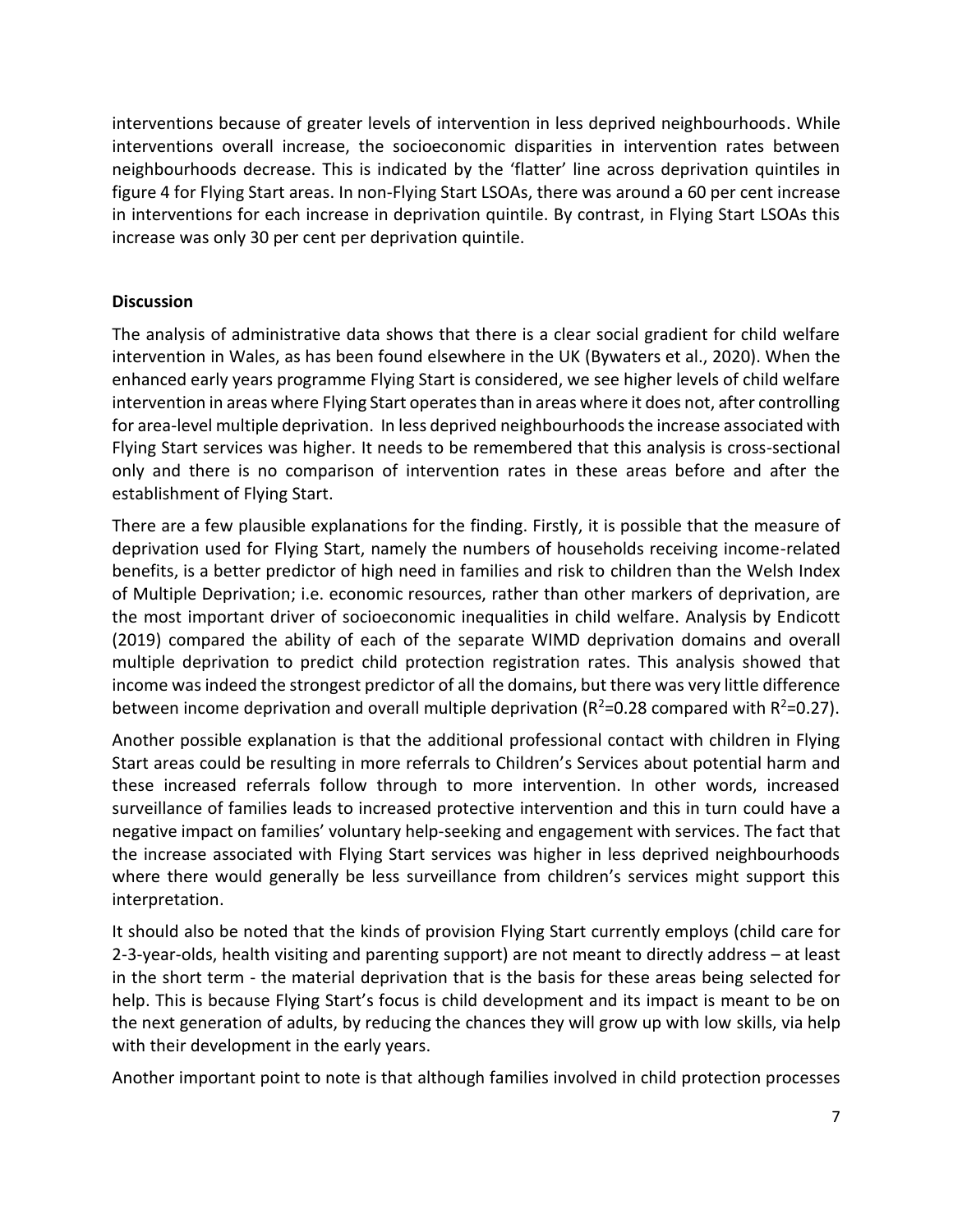interventions because of greater levels of intervention in less deprived neighbourhoods. While interventions overall increase, the socioeconomic disparities in intervention rates between neighbourhoods decrease. This is indicated by the 'flatter' line across deprivation quintiles in figure 4 for Flying Start areas. In non-Flying Start LSOAs, there was around a 60 per cent increase in interventions for each increase in deprivation quintile. By contrast, in Flying Start LSOAs this increase was only 30 per cent per deprivation quintile.

**Discussion**

The analysis of administrative data shows that there is a clear social gradient for child welfare intervention in Wales, as has been found elsewhere in the UK (Bywaters et al., 2020). When the enhanced early years programme Flying Start is considered, we see higher levels of child welfare intervention in areas where Flying Start operates than in areas where it does not, after controlling for area-level multiple deprivation. In less deprived neighbourhoods the increase associated with Flying Start services was higher. It needs to be remembered that this analysis is cross-sectional only and there is no comparison of intervention rates in these areas before and after the establishment of Flying Start.

There are a few plausible explanations for the finding. Firstly, it is possible that the measure of deprivation used for Flying Start, namely the numbers of households receiving income-related benefits, is a better predictor of high need in families and risk to children than the Welsh Index of Multiple Deprivation; i.e. economic resources, rather than other markers of deprivation, are the most important driver of socioeconomic inequalities in child welfare. Analysis by Endicott (2019) compared the ability of each of the separate WIMD deprivation domains and overall multiple deprivation to predict child protection registration rates. This analysis showed that income was indeed the strongest predictor of all the domains, but there was very little difference between income deprivation and overall multiple deprivation ($R^2$=0.28 compared with $R^2$=0.27).

Another possible explanation is that the additional professional contact with children in Flying Start areas could be resulting in more referrals to Children's Services about potential harm and these increased referrals follow through to more intervention. In other words, increased surveillance of families leads to increased protective intervention and this in turn could have a negative impact on families' voluntary help-seeking and engagement with services. The fact that the increase associated with Flying Start services was higher in less deprived neighbourhoods where there would generally be less surveillance from children's services might support this interpretation.

It should also be noted that the kinds of provision Flying Start currently employs (child care for 2-3-year-olds, health visiting and parenting support) are not meant to directly address – at least in the short term - the material deprivation that is the basis for these areas being selected for help. This is because Flying Start's focus is child development and its impact is meant to be on the next generation of adults, by reducing the chances they will grow up with low skills, via help with their development in the early years.

Another important point to note is that although families involved in child protection processes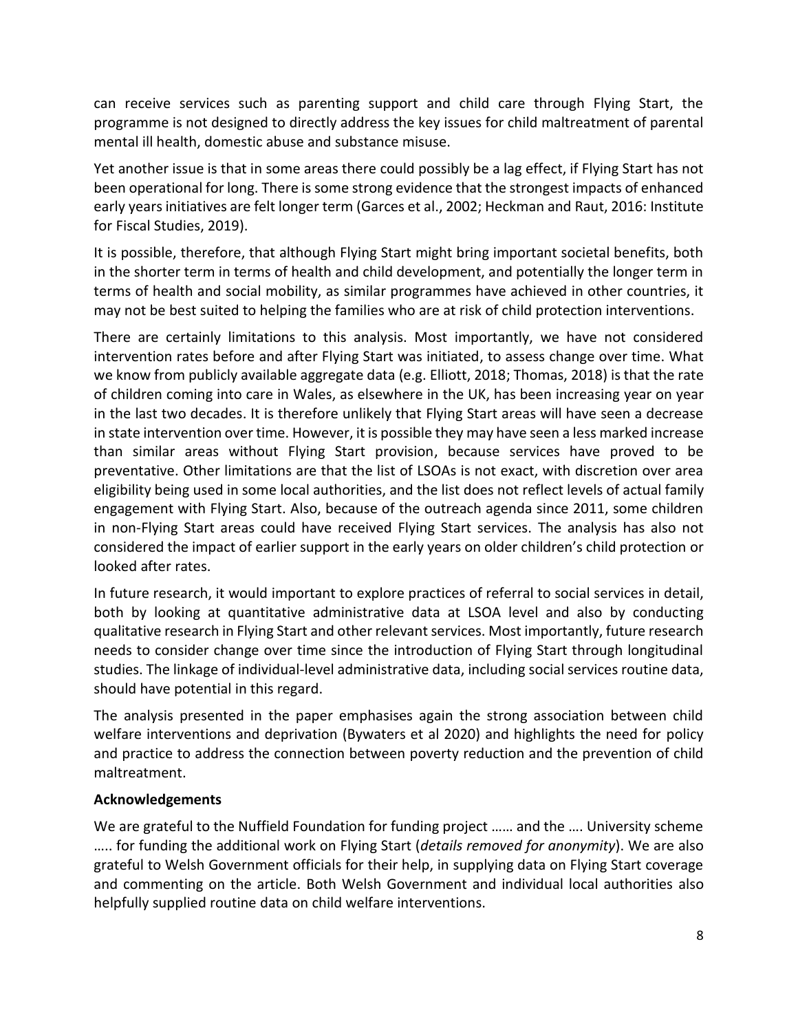can receive services such as parenting support and child care through Flying Start, the programme is not designed to directly address the key issues for child maltreatment of parental mental ill health, domestic abuse and substance misuse.

Yet another issue is that in some areas there could possibly be a lag effect, if Flying Start has not been operational for long. There is some strong evidence that the strongest impacts of enhanced early years initiatives are felt longer term (Garces et al., 2002; Heckman and Raut, 2016: Institute for Fiscal Studies, 2019).

It is possible, therefore, that although Flying Start might bring important societal benefits, both in the shorter term in terms of health and child development, and potentially the longer term in terms of health and social mobility, as similar programmes have achieved in other countries, it may not be best suited to helping the families who are at risk of child protection interventions.

There are certainly limitations to this analysis. Most importantly, we have not considered intervention rates before and after Flying Start was initiated, to assess change over time. What we know from publicly available aggregate data (e.g. Elliott, 2018; Thomas, 2018) is that the rate of children coming into care in Wales, as elsewhere in the UK, has been increasing year on year in the last two decades. It is therefore unlikely that Flying Start areas will have seen a decrease in state intervention over time. However, it is possible they may have seen a less marked increase than similar areas without Flying Start provision, because services have proved to be preventative. Other limitations are that the list of LSOAs is not exact, with discretion over area eligibility being used in some local authorities, and the list does not reflect levels of actual family engagement with Flying Start. Also, because of the outreach agenda since 2011, some children in non-Flying Start areas could have received Flying Start services. The analysis has also not considered the impact of earlier support in the early years on older children's child protection or looked after rates.

In future research, it would important to explore practices of referral to social services in detail, both by looking at quantitative administrative data at LSOA level and also by conducting qualitative research in Flying Start and other relevant services. Most importantly, future research needs to consider change over time since the introduction of Flying Start through longitudinal studies. The linkage of individual-level administrative data, including social services routine data, should have potential in this regard.

The analysis presented in the paper emphasises again the strong association between child welfare interventions and deprivation (Bywaters et al 2020) and highlights the need for policy and practice to address the connection between poverty reduction and the prevention of child maltreatment.

**Acknowledgements**

We are grateful to the Nuffield Foundation for funding project …… and the …. University scheme ….. for funding the additional work on Flying Start (*details removed for anonymity*). We are also grateful to Welsh Government officials for their help, in supplying data on Flying Start coverage and commenting on the article. Both Welsh Government and individual local authorities also helpfully supplied routine data on child welfare interventions.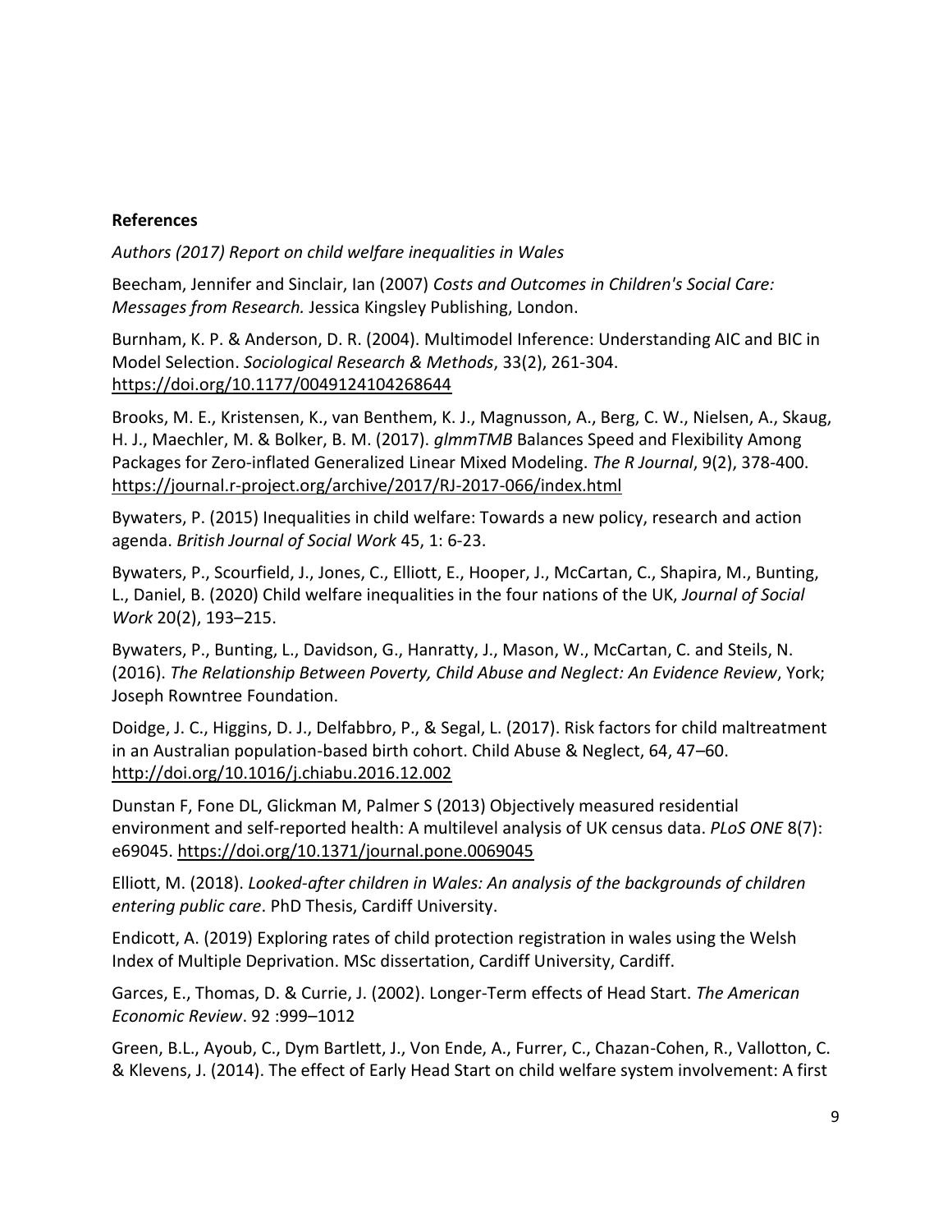**References**

*Authors (2017) Report on child welfare inequalities in Wales*

Beecham, Jennifer and Sinclair, Ian (2007) *Costs and Outcomes in Children's Social Care: Messages from Research.* Jessica Kingsley Publishing, London.

Burnham, K. P. & Anderson, D. R. (2004). Multimodel Inference: Understanding AIC and BIC in Model Selection. *Sociological Research & Methods*, 33(2), 261-304. https://doi.org/10.1177/0049124104268644

Brooks, M. E., Kristensen, K., van Benthem, K. J., Magnusson, A., Berg, C. W., Nielsen, A., Skaug, H. J., Maechler, M. & Bolker, B. M. (2017). *glmmTMB* Balances Speed and Flexibility Among Packages for Zero-inflated Generalized Linear Mixed Modeling. *The R Journal*, 9(2), 378-400. https://journal.r-project.org/archive/2017/RJ-2017-066/index.html

Bywaters, P. (2015) Inequalities in child welfare: Towards a new policy, research and action agenda. *British Journal of Social Work* 45, 1: 6-23.

Bywaters, P., Scourfield, J., Jones, C., Elliott, E., Hooper, J., McCartan, C., Shapira, M., Bunting, L., Daniel, B. (2020) Child welfare inequalities in the four nations of the UK, *Journal of Social Work* 20(2), 193–215.

Bywaters, P., Bunting, L., Davidson, G., Hanratty, J., Mason, W., McCartan, C. and Steils, N. (2016). *The Relationship Between Poverty, Child Abuse and Neglect: An Evidence Review*, York; Joseph Rowntree Foundation.

Doidge, J. C., Higgins, D. J., Delfabbro, P., & Segal, L. (2017). Risk factors for child maltreatment in an Australian population-based birth cohort. Child Abuse & Neglect, 64, 47–60. http://doi.org/10.1016/j.chiabu.2016.12.002

Dunstan F, Fone DL, Glickman M, Palmer S (2013) Objectively measured residential environment and self-reported health: A multilevel analysis of UK census data. *PLoS ONE* 8(7): e69045. https://doi.org/10.1371/journal.pone.0069045

Elliott, M. (2018). *Looked-after children in Wales: An analysis of the backgrounds of children entering public care*. PhD Thesis, Cardiff University.

Endicott, A. (2019) Exploring rates of child protection registration in wales using the Welsh Index of Multiple Deprivation. MSc dissertation, Cardiff University, Cardiff.

Garces, E., Thomas, D. & Currie, J. (2002). Longer-Term effects of Head Start. *The American Economic Review*. 92 :999–1012

Green, B.L., Ayoub, C., Dym Bartlett, J., Von Ende, A., Furrer, C., Chazan-Cohen, R., Vallotton, C. & Klevens, J. (2014). The effect of Early Head Start on child welfare system involvement: A first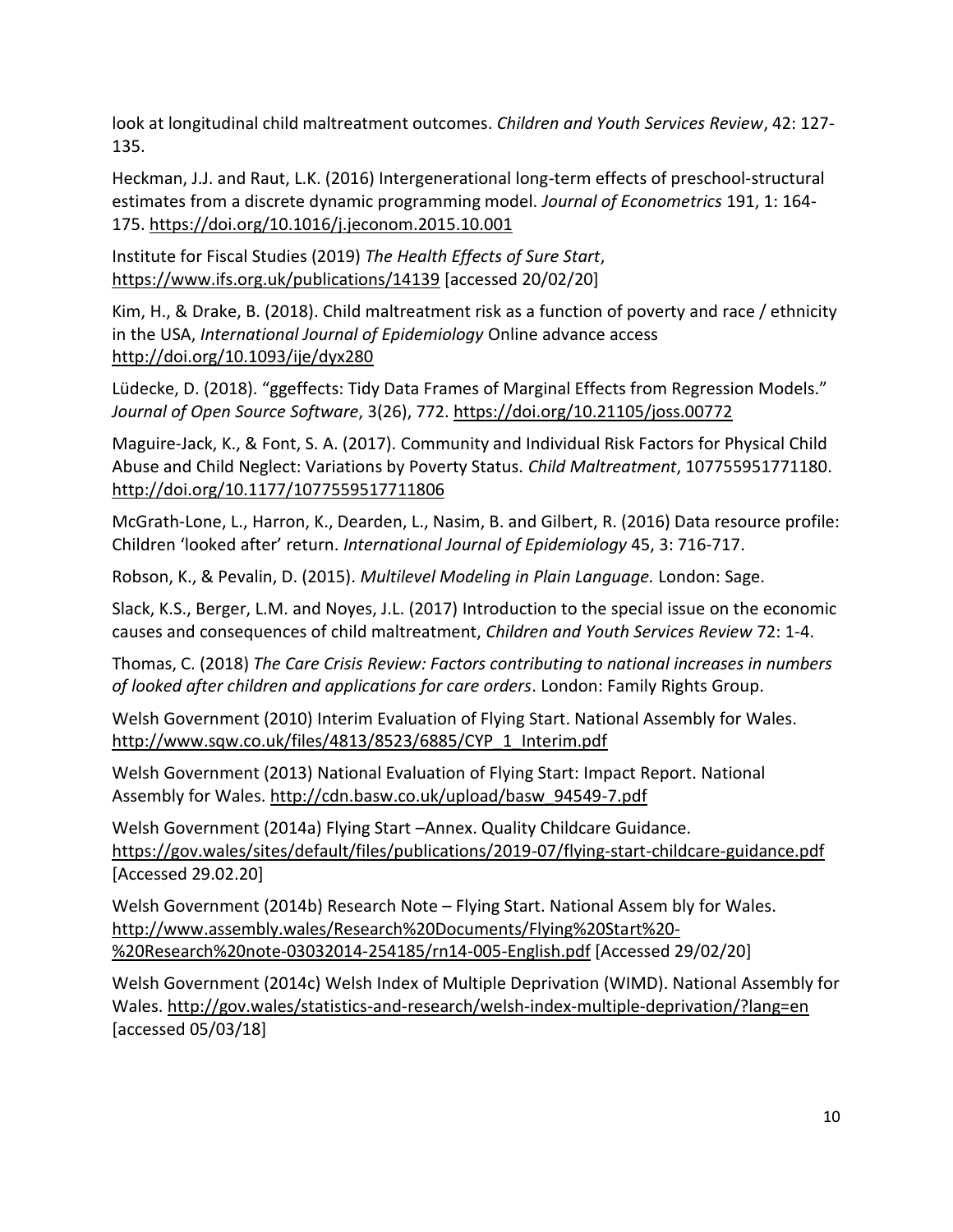look at longitudinal child maltreatment outcomes. *Children and Youth Services Review*, 42: 127-135.

Heckman, J.J. and Raut, L.K. (2016) Intergenerational long-term effects of preschool-structural estimates from a discrete dynamic programming model. *Journal of Econometrics* 191, 1: 164-175. https://doi.org/10.1016/j.jeconom.2015.10.001

Institute for Fiscal Studies (2019) *The Health Effects of Sure Start*, https://www.ifs.org.uk/publications/14139 [accessed 20/02/20]

Kim, H., & Drake, B. (2018). Child maltreatment risk as a function of poverty and race / ethnicity in the USA, *International Journal of Epidemiology* Online advance access http://doi.org/10.1093/ije/dyx280

Lüdecke, D. (2018). "ggeffects: Tidy Data Frames of Marginal Effects from Regression Models." *Journal of Open Source Software*, 3(26), 772. https://doi.org/10.21105/joss.00772

Maguire-Jack, K., & Font, S. A. (2017). Community and Individual Risk Factors for Physical Child Abuse and Child Neglect: Variations by Poverty Status. *Child Maltreatment*, 107755951771180. http://doi.org/10.1177/1077559517711806

McGrath-Lone, L., Harron, K., Dearden, L., Nasim, B. and Gilbert, R. (2016) Data resource profile: Children 'looked after' return. *International Journal of Epidemiology* 45, 3: 716-717.

Robson, K., & Pevalin, D. (2015). *Multilevel Modeling in Plain Language.* London: Sage.

Slack, K.S., Berger, L.M. and Noyes, J.L. (2017) Introduction to the special issue on the economic causes and consequences of child maltreatment, *Children and Youth Services Review* 72: 1-4.

Thomas, C. (2018) *The Care Crisis Review: Factors contributing to national increases in numbers of looked after children and applications for care orders*. London: Family Rights Group.

Welsh Government (2010) Interim Evaluation of Flying Start. National Assembly for Wales. http://www.sqw.co.uk/files/4813/8523/6885/CYP_1_Interim.pdf

Welsh Government (2013) National Evaluation of Flying Start: Impact Report. National Assembly for Wales. http://cdn.basw.co.uk/upload/basw_94549-7.pdf

Welsh Government (2014a) Flying Start –Annex. Quality Childcare Guidance. https://gov.wales/sites/default/files/publications/2019-07/flying-start-childcare-guidance.pdf [Accessed 29.02.20]

Welsh Government (2014b) Research Note – Flying Start. National Assem bly for Wales. http://www.assembly.wales/Research%20Documents/Flying%20Start%20-%20Research%20note-03032014-254185/rn14-005-English.pdf [Accessed 29/02/20]

Welsh Government (2014c) Welsh Index of Multiple Deprivation (WIMD). National Assembly for Wales. http://gov.wales/statistics-and-research/welsh-index-multiple-deprivation/?lang=en [accessed 05/03/18]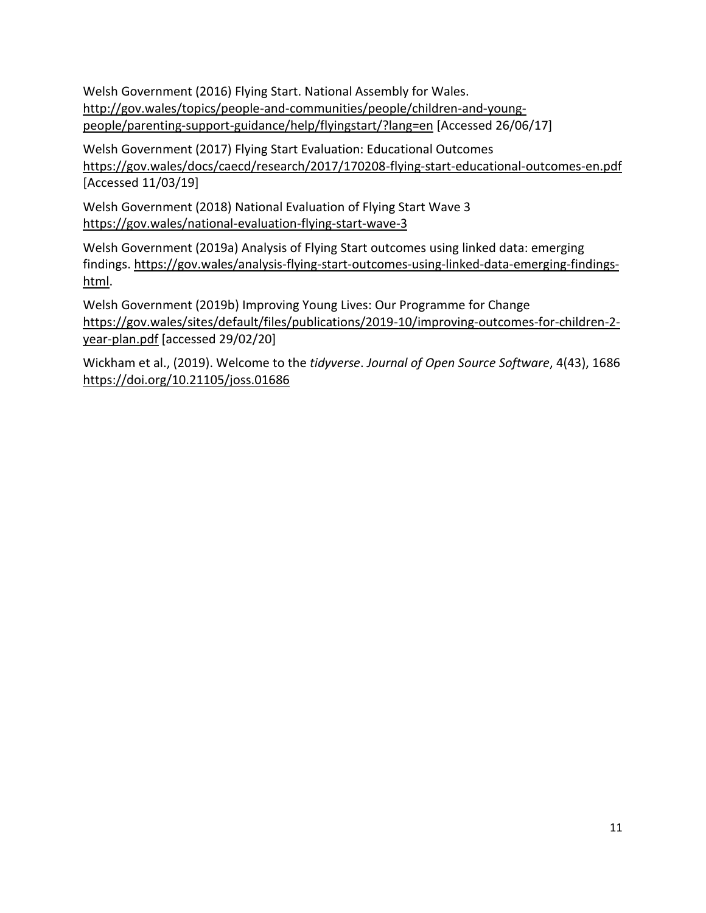Welsh Government (2016) Flying Start. National Assembly for Wales. http://gov.wales/topics/people-and-communities/people/children-and-young-people/parenting-support-guidance/help/flyingstart/?lang=en [Accessed 26/06/17]

Welsh Government (2017) Flying Start Evaluation: Educational Outcomes https://gov.wales/docs/caecd/research/2017/170208-flying-start-educational-outcomes-en.pdf [Accessed 11/03/19]

Welsh Government (2018) National Evaluation of Flying Start Wave 3 https://gov.wales/national-evaluation-flying-start-wave-3

Welsh Government (2019a) Analysis of Flying Start outcomes using linked data: emerging findings. https://gov.wales/analysis-flying-start-outcomes-using-linked-data-emerging-findings-html.

Welsh Government (2019b) Improving Young Lives: Our Programme for Change https://gov.wales/sites/default/files/publications/2019-10/improving-outcomes-for-children-2-year-plan.pdf [accessed 29/02/20]

Wickham et al., (2019). Welcome to the *tidyverse*. *Journal of Open Source Software*, 4(43), 1686 https://doi.org/10.21105/joss.01686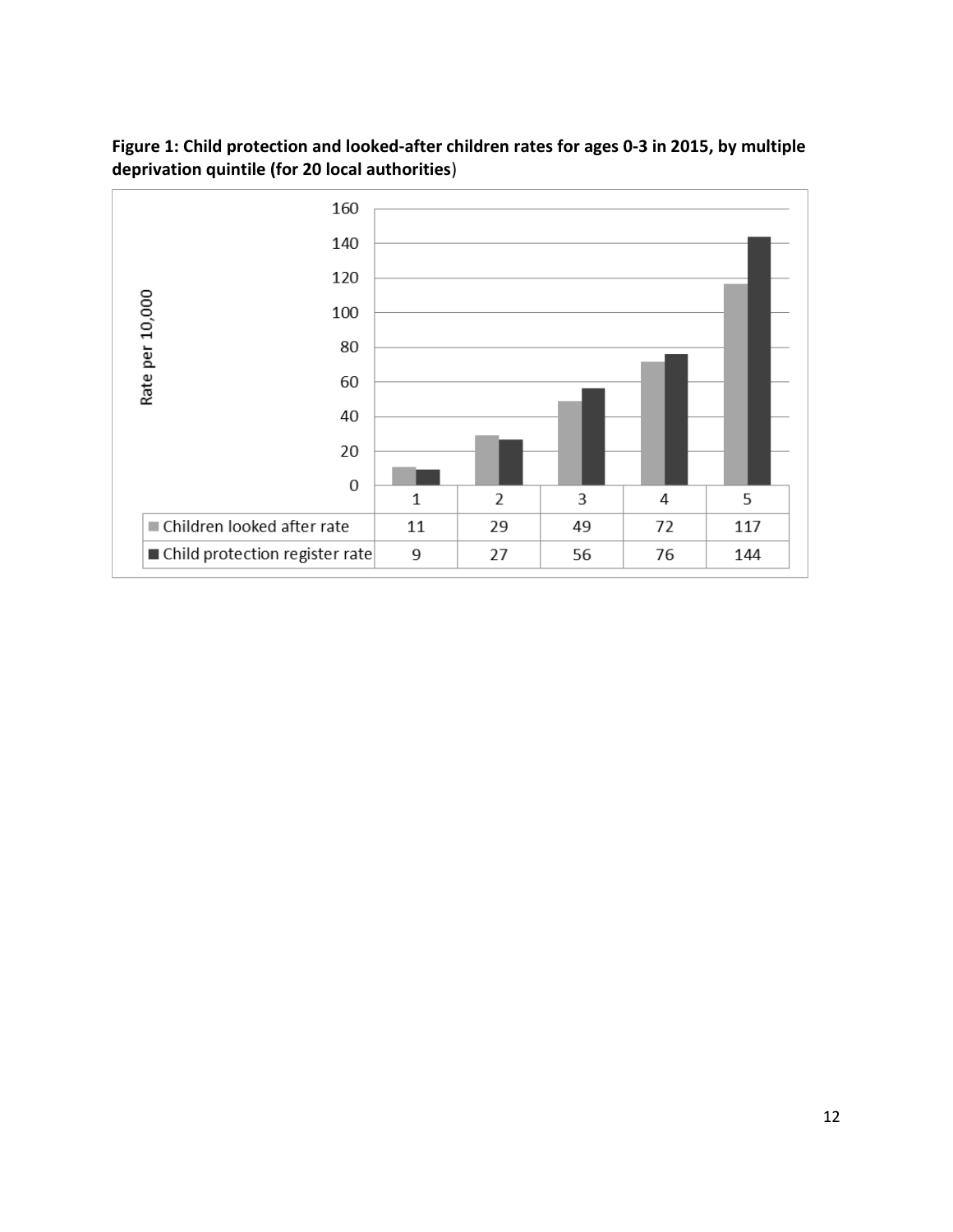**Figure 1: Child protection and looked-after children rates for ages 0-3 in 2015, by multiple deprivation quintile (for 20 local authorities)**

| | 1 | 2 | 3 | 4 | 5 |
|---|---|---|---|---|---|
| Children looked after rate | 11 | 29 | 49 | 72 | 117 |
| Child protection register rate | 9 | 27 | 56 | 76 | 144 |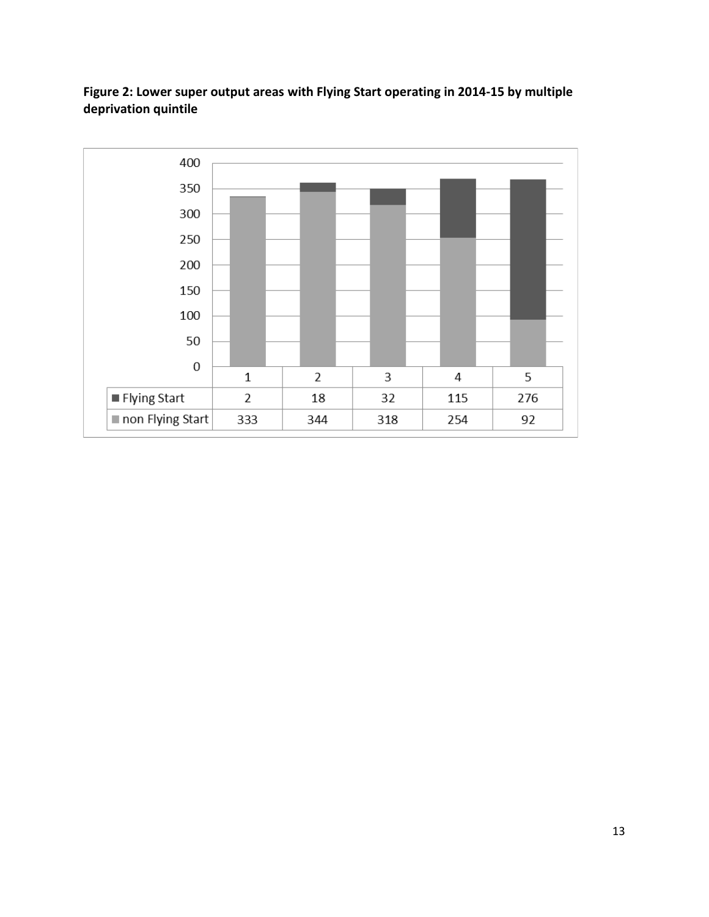**Figure 2: Lower super output areas with Flying Start operating in 2014-15 by multiple deprivation quintile**

| | 1 | 2 | 3 | 4 | 5 |
|---|---|---|---|---|---|
| Flying Start | 2 | 18 | 32 | 115 | 276 |
| non Flying Start | 333 | 344 | 318 | 254 | 92 |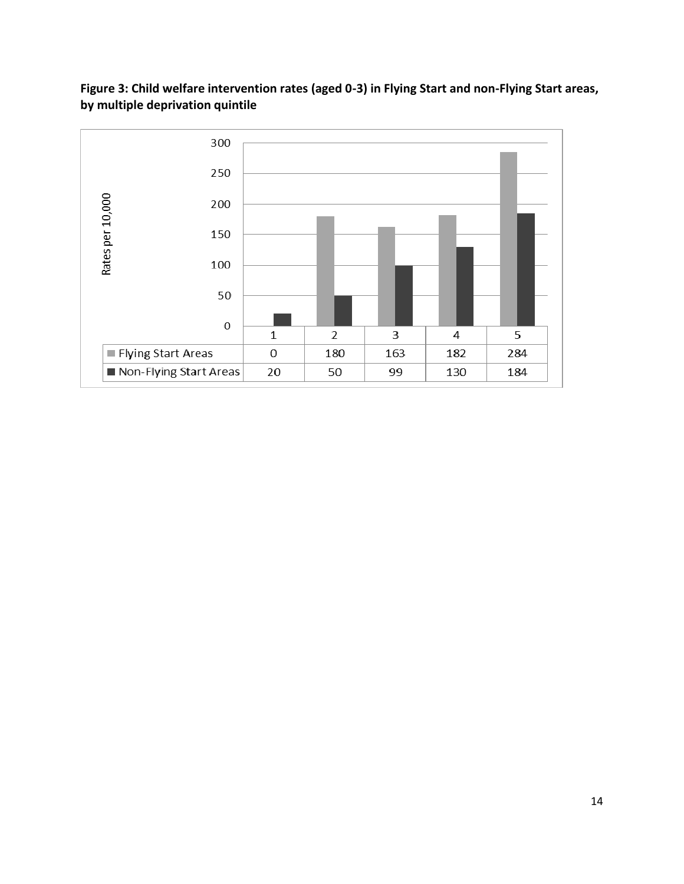**Figure 3: Child welfare intervention rates (aged 0-3) in Flying Start and non-Flying Start areas, by multiple deprivation quintile**

Rates per 10,000

| | 1 | 2 | 3 | 4 | 5 |
|---|---|---|---|---|---|
| Flying Start Areas | 0 | 180 | 163 | 182 | 284 |
| Non-Flying Start Areas | 20 | 50 | 99 | 130 | 184 |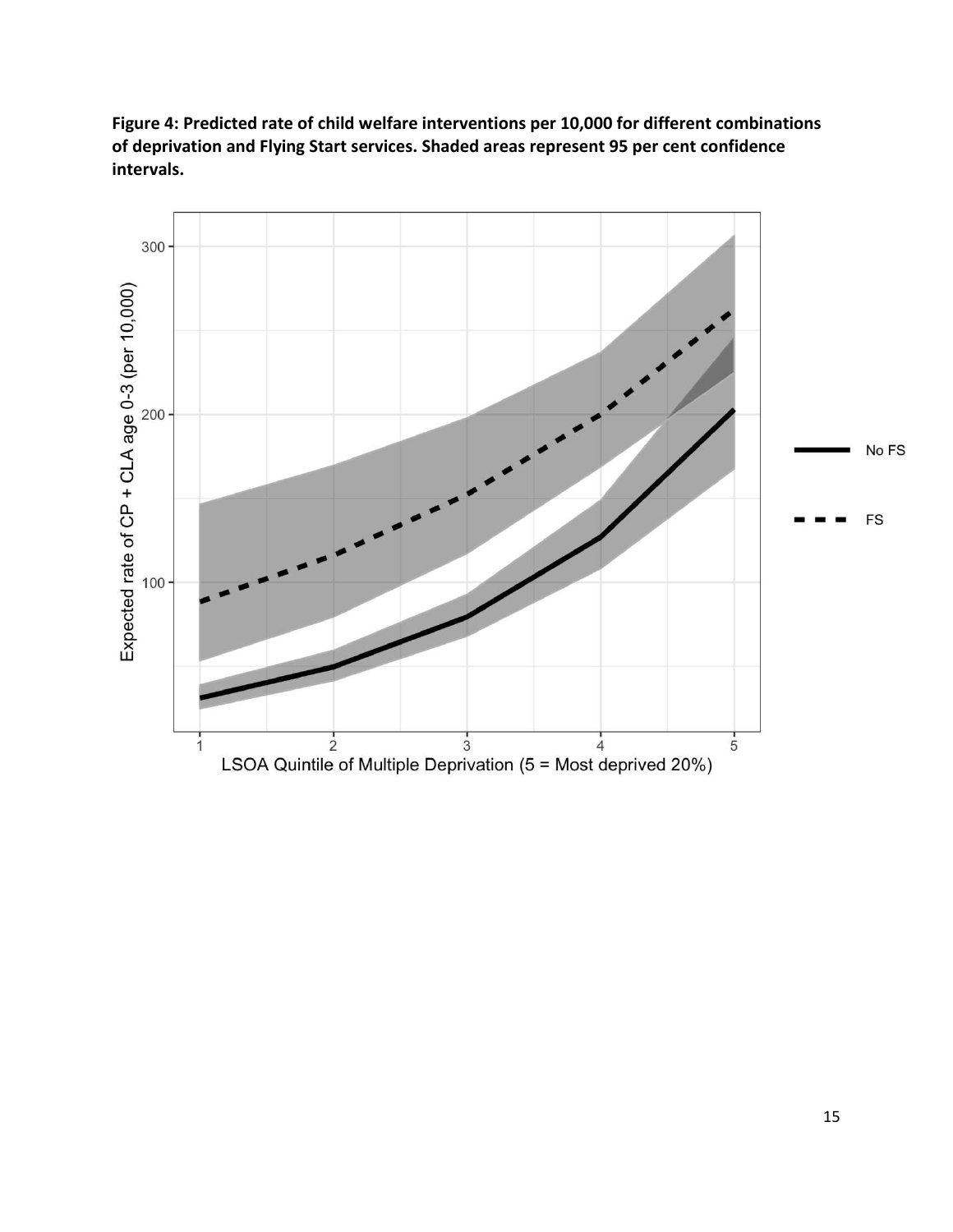**Figure 4: Predicted rate of child welfare interventions per 10,000 for different combinations of deprivation and Flying Start services. Shaded areas represent 95 per cent confidence intervals.**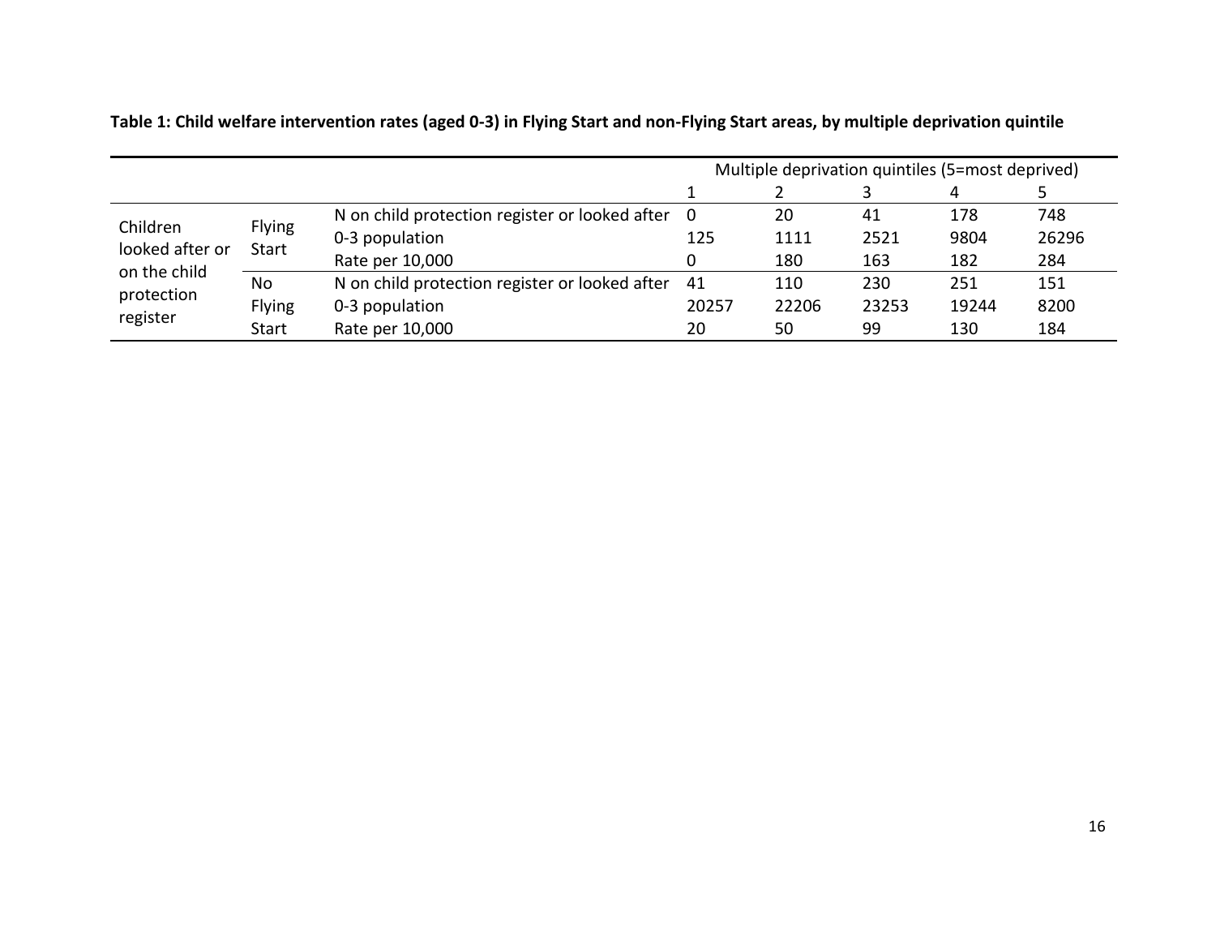**Table 1: Child welfare intervention rates (aged 0-3) in Flying Start and non-Flying Start areas, by multiple deprivation quintile**

| | | | Multiple deprivation quintiles (5=most deprived) | | | | |
|---|---|---|---|---|---|---|---|
| | | | 1 | 2 | 3 | 4 | 5 |
| Children looked after or on the child protection register | Flying Start | N on child protection register or looked after | 0 | 20 | 41 | 178 | 748 |
| | | 0-3 population | 125 | 1111 | 2521 | 9804 | 26296 |
| | | Rate per 10,000 | 0 | 180 | 163 | 182 | 284 |
| | No Flying Start | N on child protection register or looked after | 41 | 110 | 230 | 251 | 151 |
| | | 0-3 population | 20257 | 22206 | 23253 | 19244 | 8200 |
| | | Rate per 10,000 | 20 | 50 | 99 | 130 | 184 |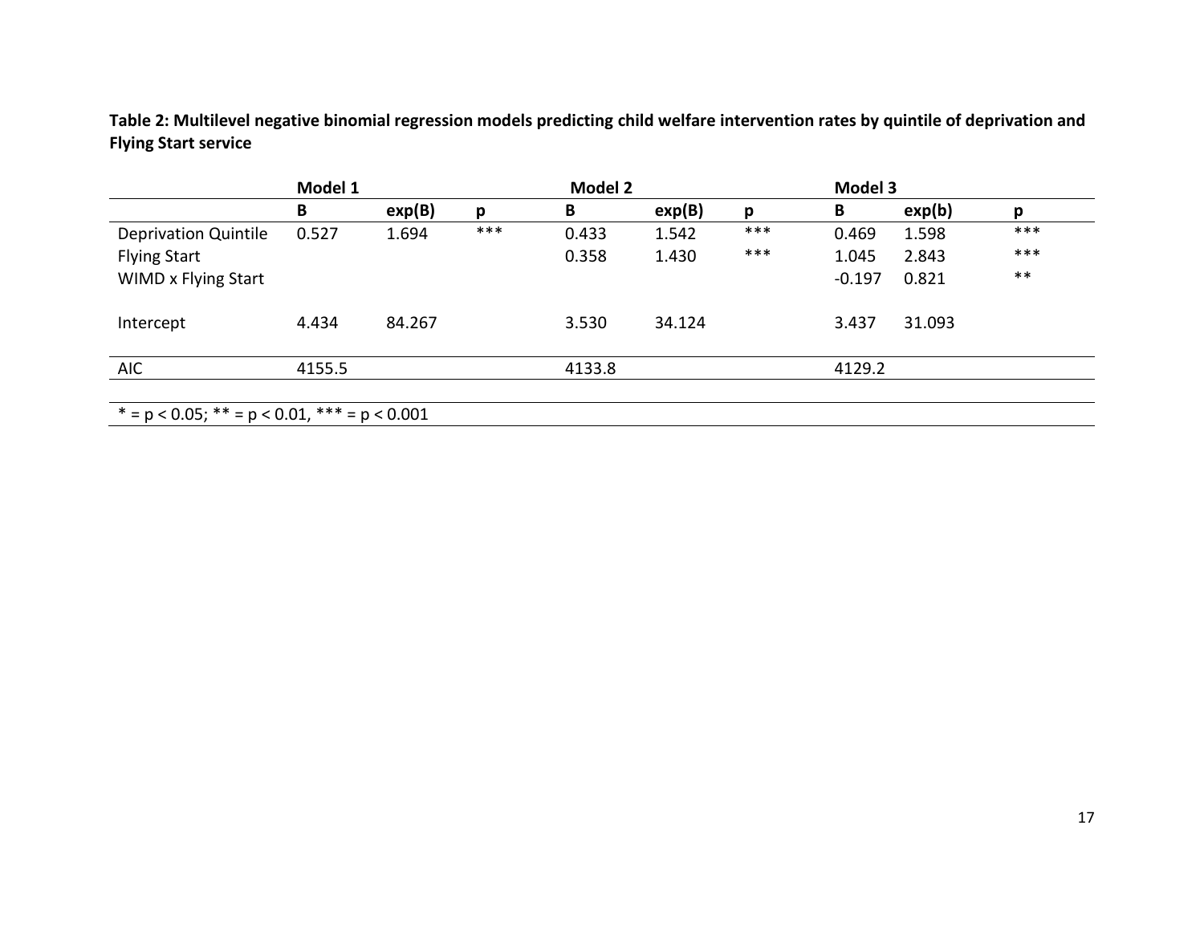**Table 2: Multilevel negative binomial regression models predicting child welfare intervention rates by quintile of deprivation and Flying Start service**

| | Model 1 | | | Model 2 | | | Model 3 | | |
|---|---|---|---|---|---|---|---|---|---|
| | B | exp(B) | p | B | exp(B) | p | B | exp(b) | p |
| Deprivation Quintile | 0.527 | 1.694 | *** | 0.433 | 1.542 | *** | 0.469 | 1.598 | *** |
| Flying Start | | | | 0.358 | 1.430 | *** | 1.045 | 2.843 | *** |
| WIMD x Flying Start | | | | | | | -0.197 | 0.821 | ** |
| Intercept | 4.434 | 84.267 | | 3.530 | 34.124 | | 3.437 | 31.093 | |
| AIC | 4155.5 | | | 4133.8 | | | 4129.2 | | |

* = p < 0.05; ** = p < 0.01, *** = p < 0.001